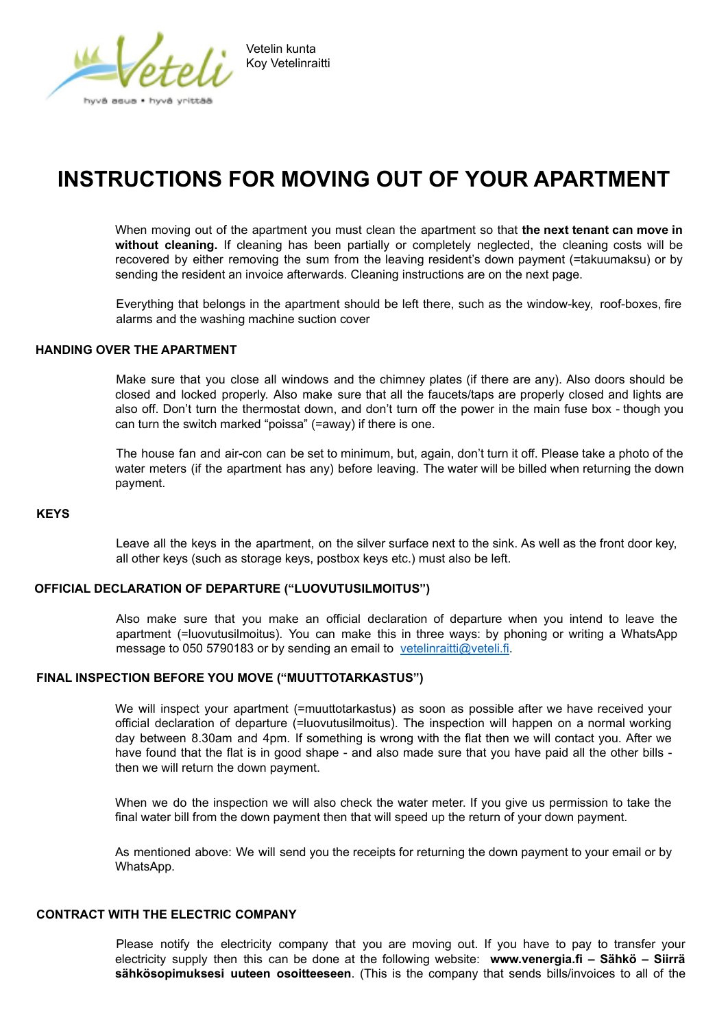Vetelin kunta
Koy Vetelinraitti

# INSTRUCTIONS FOR MOVING OUT OF YOUR APARTMENT

When moving out of the apartment you must clean the apartment so that **the next tenant can move in without cleaning.** If cleaning has been partially or completely neglected, the cleaning costs will be recovered by either removing the sum from the leaving resident's down payment (=takuumaksu) or by sending the resident an invoice afterwards. Cleaning instructions are on the next page.

Everything that belongs in the apartment should be left there, such as the window-key, roof-boxes, fire alarms and the washing machine suction cover

## HANDING OVER THE APARTMENT

Make sure that you close all windows and the chimney plates (if there are any). Also doors should be closed and locked properly. Also make sure that all the faucets/taps are properly closed and lights are also off. Don't turn the thermostat down, and don't turn off the power in the main fuse box - though you can turn the switch marked "poissa" (=away) if there is one.

The house fan and air-con can be set to minimum, but, again, don't turn it off. Please take a photo of the water meters (if the apartment has any) before leaving. The water will be billed when returning the down payment.

## KEYS

Leave all the keys in the apartment, on the silver surface next to the sink. As well as the front door key, all other keys (such as storage keys, postbox keys etc.) must also be left.

## OFFICIAL DECLARATION OF DEPARTURE ("LUOVUTUSILMOITUS")

Also make sure that you make an official declaration of departure when you intend to leave the apartment (=luovutusilmoitus). You can make this in three ways: by phoning or writing a WhatsApp message to 050 5790183 or by sending an email to vetelinraitti@veteli.fi.

## FINAL INSPECTION BEFORE YOU MOVE ("MUUTTOTARKASTUS")

We will inspect your apartment (=muuttotarkastus) as soon as possible after we have received your official declaration of departure (=luovutusilmoitus). The inspection will happen on a normal working day between 8.30am and 4pm. If something is wrong with the flat then we will contact you. After we have found that the flat is in good shape - and also made sure that you have paid all the other bills - then we will return the down payment.

When we do the inspection we will also check the water meter. If you give us permission to take the final water bill from the down payment then that will speed up the return of your down payment.

As mentioned above: We will send you the receipts for returning the down payment to your email or by WhatsApp.

## CONTRACT WITH THE ELECTRIC COMPANY

Please notify the electricity company that you are moving out. If you have to pay to transfer your electricity supply then this can be done at the following website: **www.venergia.fi – Sähkö – Siirrä sähkösopimuksesi uuteen osoitteeseen**. (This is the company that sends bills/invoices to all of the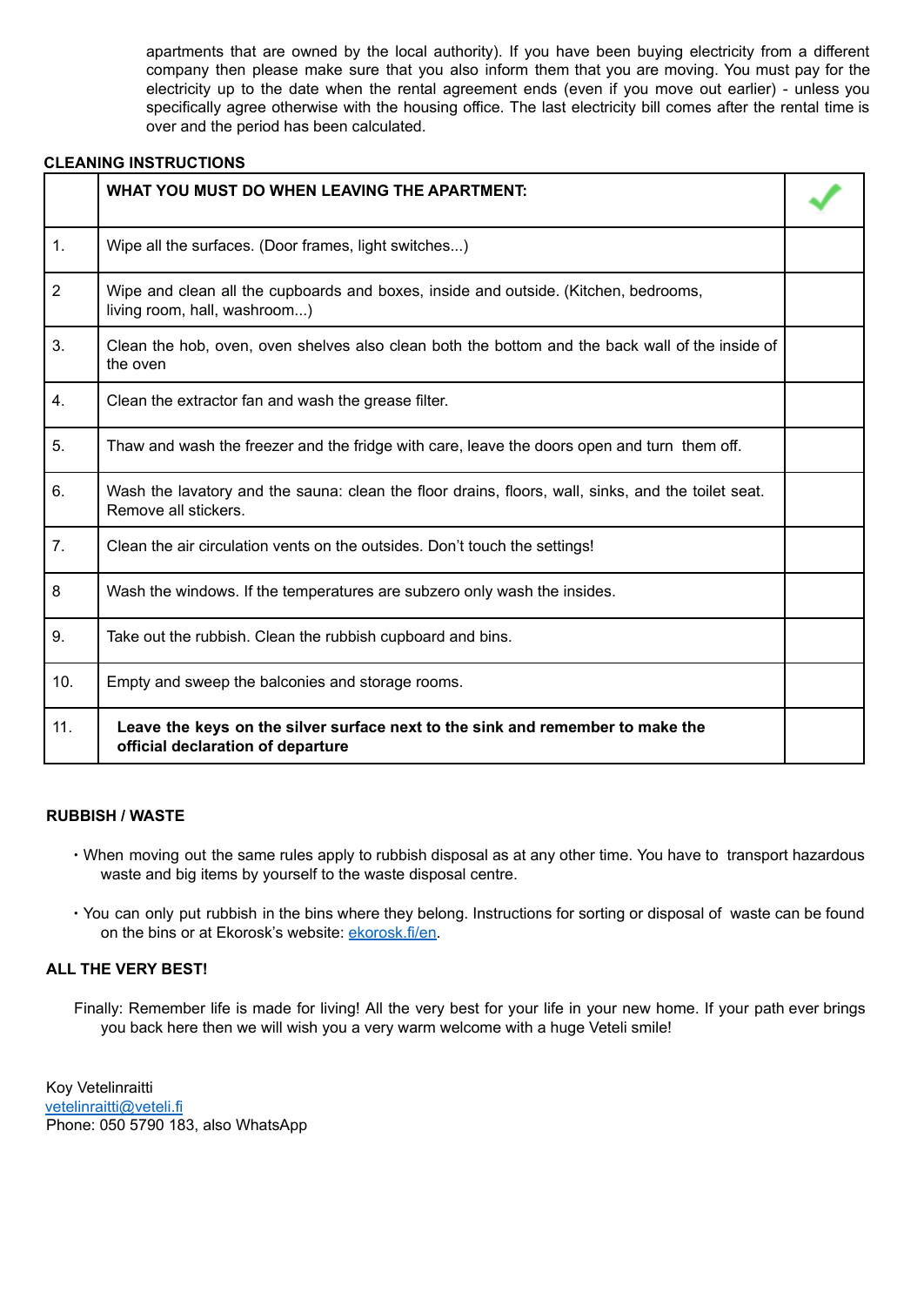apartments that are owned by the local authority). If you have been buying electricity from a different company then please make sure that you also inform them that you are moving. You must pay for the electricity up to the date when the rental agreement ends (even if you move out earlier) - unless you specifically agree otherwise with the housing office. The last electricity bill comes after the rental time is over and the period has been calculated.

**CLEANING INSTRUCTIONS**

| | **WHAT YOU MUST DO WHEN LEAVING THE APARTMENT:** | ✔ |
|---|---|---|
| 1. | Wipe all the surfaces. (Door frames, light switches...) | |
| 2 | Wipe and clean all the cupboards and boxes, inside and outside. (Kitchen, bedrooms, living room, hall, washroom...) | |
| 3. | Clean the hob, oven, oven shelves also clean both the bottom and the back wall of the inside of the oven | |
| 4. | Clean the extractor fan and wash the grease filter. | |
| 5. | Thaw and wash the freezer and the fridge with care, leave the doors open and turn them off. | |
| 6. | Wash the lavatory and the sauna: clean the floor drains, floors, wall, sinks, and the toilet seat. Remove all stickers. | |
| 7. | Clean the air circulation vents on the outsides. Don't touch the settings! | |
| 8 | Wash the windows. If the temperatures are subzero only wash the insides. | |
| 9. | Take out the rubbish. Clean the rubbish cupboard and bins. | |
| 10. | Empty and sweep the balconies and storage rooms. | |
| 11. | **Leave the keys on the silver surface next to the sink and remember to make the official declaration of departure** | |

**RUBBISH / WASTE**

- When moving out the same rules apply to rubbish disposal as at any other time. You have to transport hazardous waste and big items by yourself to the waste disposal centre.
- You can only put rubbish in the bins where they belong. Instructions for sorting or disposal of waste can be found on the bins or at Ekorosk's website: ekorosk.fi/en.

**ALL THE VERY BEST!**

Finally: Remember life is made for living! All the very best for your life in your new home. If your path ever brings you back here then we will wish you a very warm welcome with a huge Veteli smile!

Koy Vetelinraitti
vetelinraitti@veteli.fi
Phone: 050 5790 183, also WhatsApp